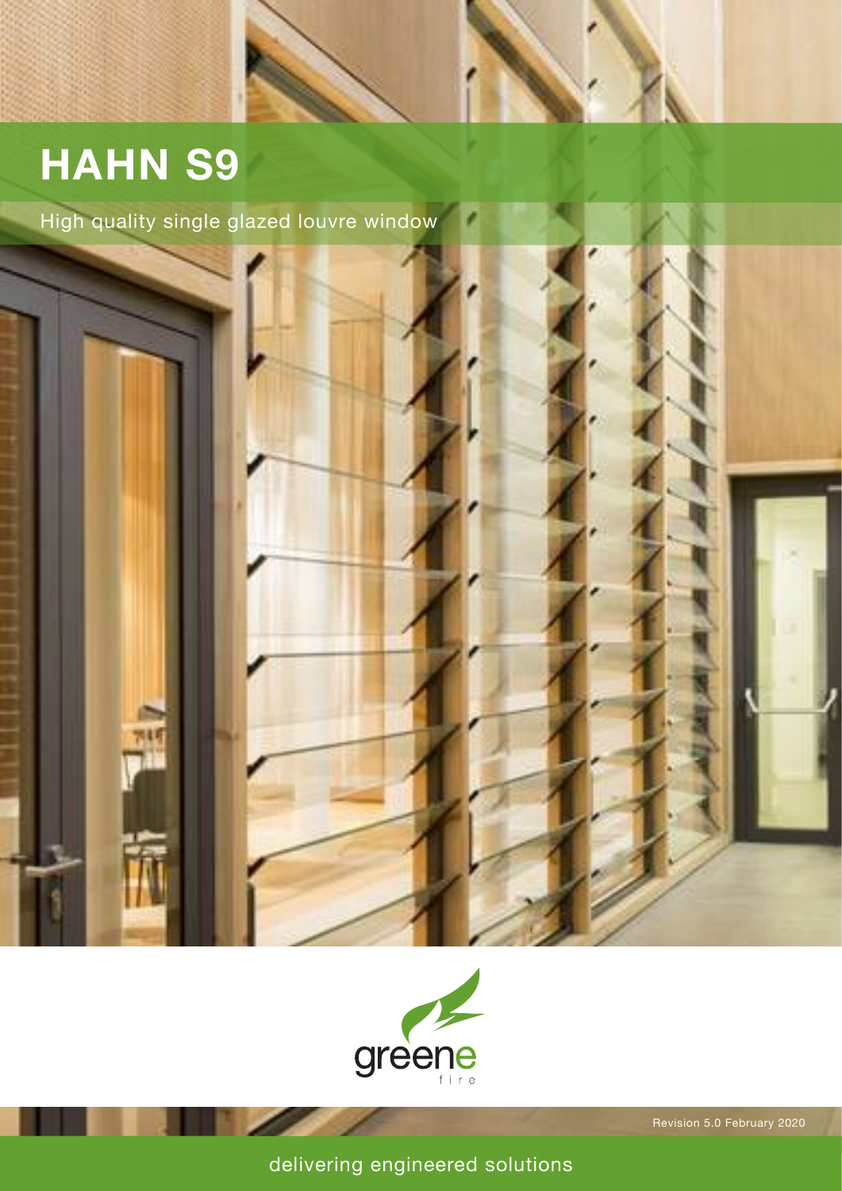# HAHN S9

High quality single glazed louvre window

greene
fire

Revision 5.0 February 2020

delivering engineered solutions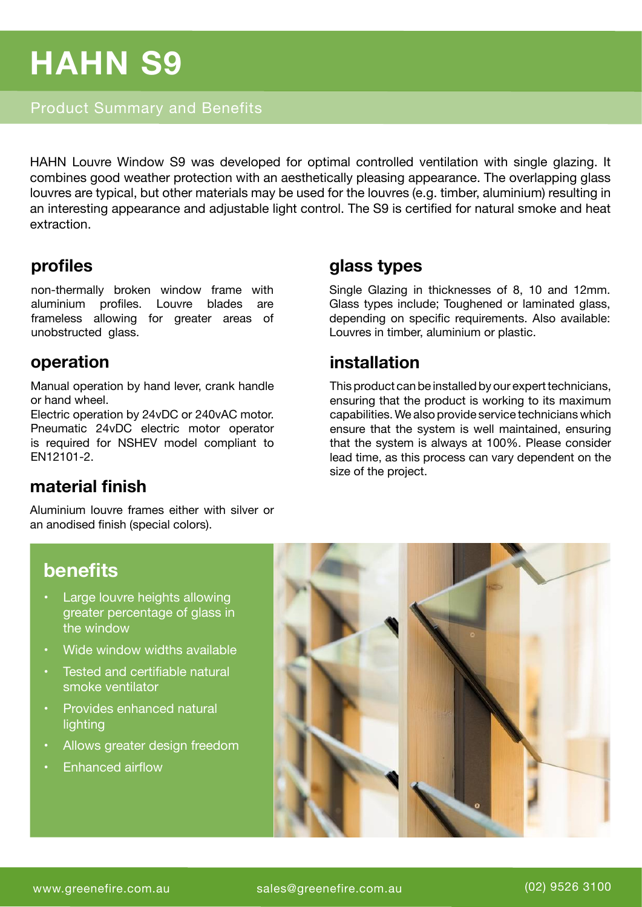# HAHN S9

## Product Summary and Benefits

HAHN Louvre Window S9 was developed for optimal controlled ventilation with single glazing. It combines good weather protection with an aesthetically pleasing appearance. The overlapping glass louvres are typical, but other materials may be used for the louvres (e.g. timber, aluminium) resulting in an interesting appearance and adjustable light control. The S9 is certified for natural smoke and heat extraction.

### profiles

non-thermally broken window frame with aluminium profiles. Louvre blades are frameless allowing for greater areas of unobstructed glass.

### operation

Manual operation by hand lever, crank handle or hand wheel.
Electric operation by 24vDC or 240vAC motor.
Pneumatic 24vDC electric motor operator is required for NSHEV model compliant to EN12101-2.

### material finish

Aluminium louvre frames either with silver or an anodised finish (special colors).

### glass types

Single Glazing in thicknesses of 8, 10 and 12mm. Glass types include; Toughened or laminated glass, depending on specific requirements. Also available: Louvres in timber, aluminium or plastic.

### installation

This product can be installed by our expert technicians, ensuring that the product is working to its maximum capabilities. We also provide service technicians which ensure that the system is well maintained, ensuring that the system is always at 100%. Please consider lead time, as this process can vary dependent on the size of the project.

### benefits

- Large louvre heights allowing greater percentage of glass in the window
- Wide window widths available
- Tested and certifiable natural smoke ventilator
- Provides enhanced natural lighting
- Allows greater design freedom
- Enhanced airflow

www.greenefire.com.au sales@greenefire.com.au (02) 9526 3100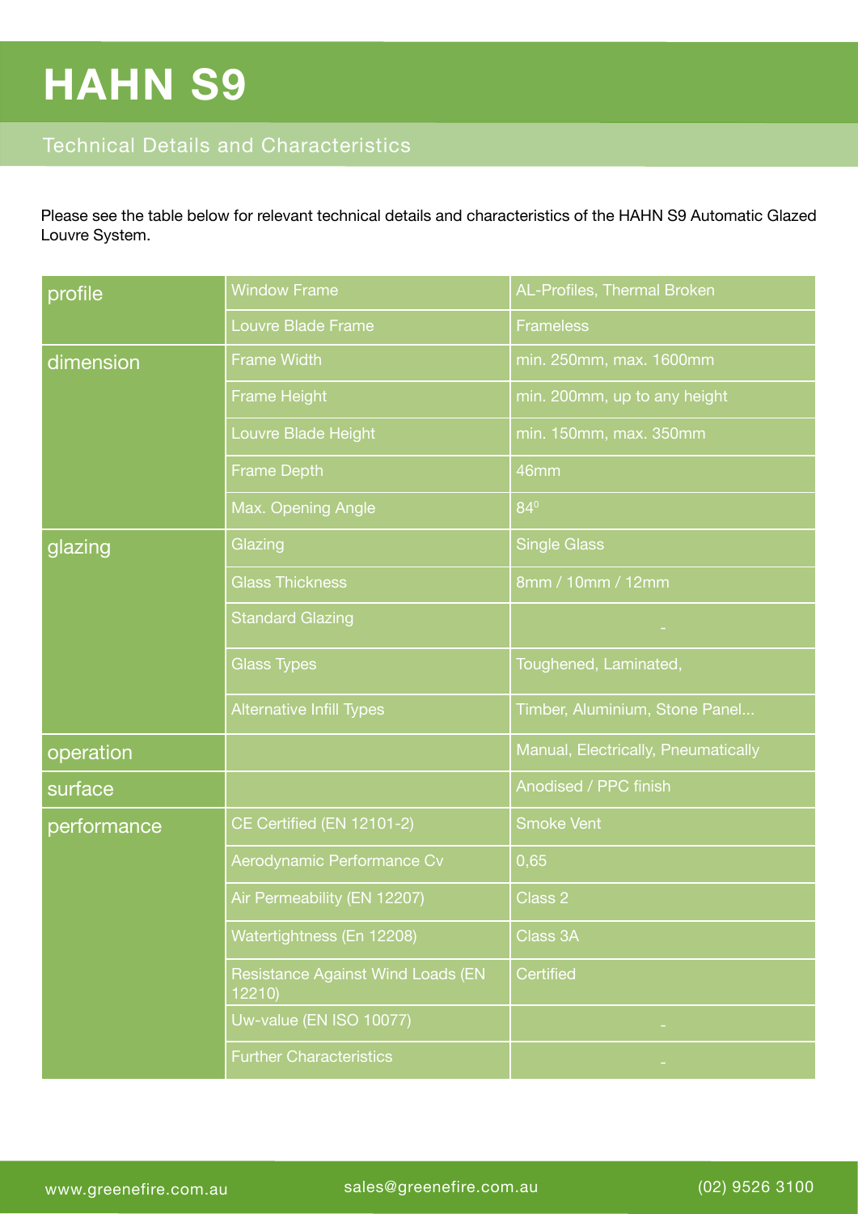# HAHN S9

## Technical Details and Characteristics

Please see the table below for relevant technical details and characteristics of the HAHN S9 Automatic Glazed Louvre System.

| | | |
|---|---|---|
| profile | Window Frame | AL-Profiles, Thermal Broken |
| | Louvre Blade Frame | Frameless |
| dimension | Frame Width | min. 250mm, max. 1600mm |
| | Frame Height | min. 200mm, up to any height |
| | Louvre Blade Height | min. 150mm, max. 350mm |
| | Frame Depth | 46mm |
| | Max. Opening Angle | $84^0$ |
| glazing | Glazing | Single Glass |
| | Glass Thickness | 8mm / 10mm / 12mm |
| | Standard Glazing | - |
| | Glass Types | Toughened, Laminated, |
| | Alternative Infill Types | Timber, Aluminium, Stone Panel... |
| operation | | Manual, Electrically, Pneumatically |
| surface | | Anodised / PPC finish |
| performance | CE Certified (EN 12101-2) | Smoke Vent |
| | Aerodynamic Performance Cv | 0,65 |
| | Air Permeability (EN 12207) | Class 2 |
| | Watertightness (En 12208) | Class 3A |
| | Resistance Against Wind Loads (EN 12210) | Certified |
| | Uw-value (EN ISO 10077) | - |
| | Further Characteristics | - |

www.greenefire.com.au sales@greenefire.com.au (02) 9526 3100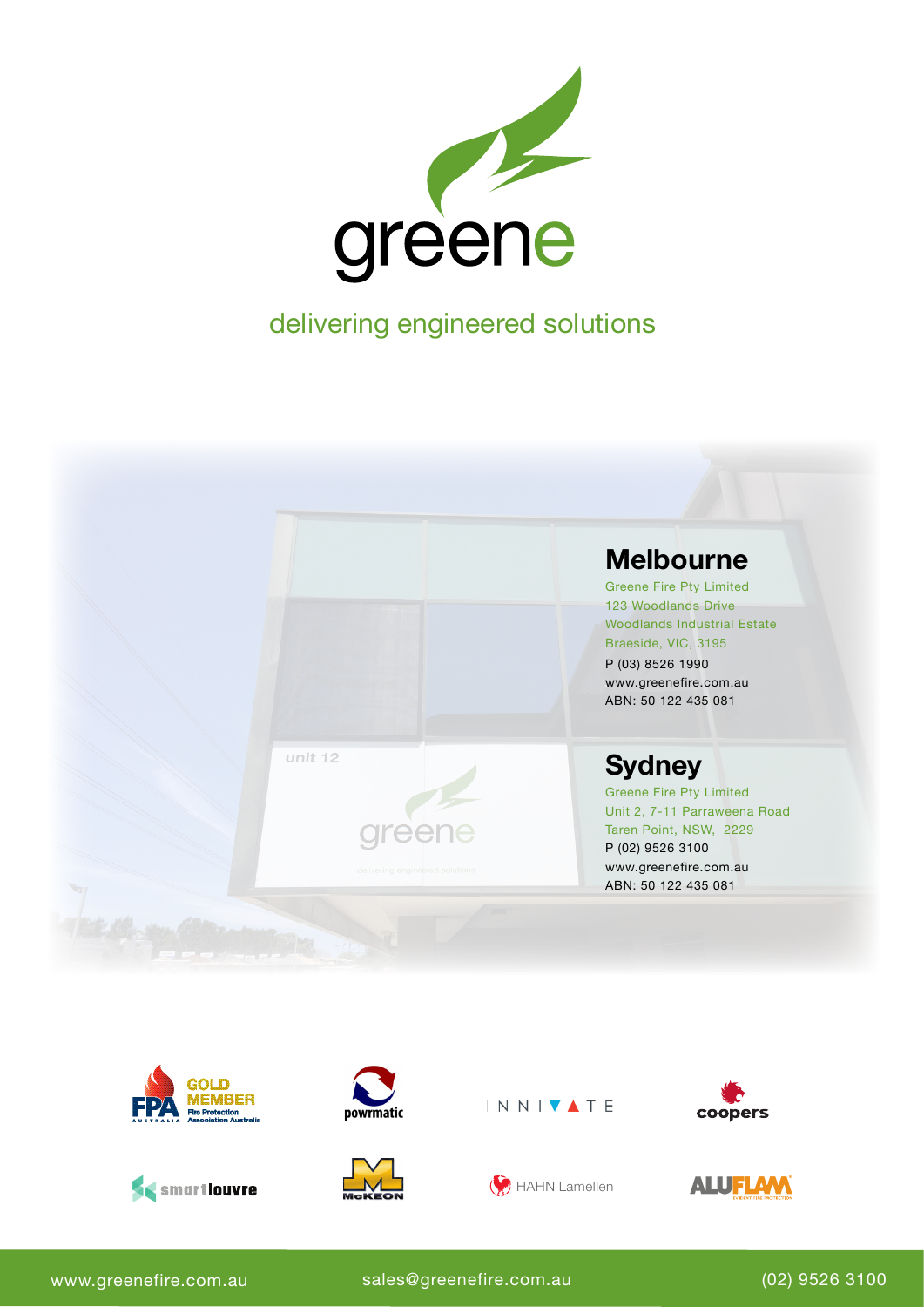greene

delivering engineered solutions

## Melbourne

Greene Fire Pty Limited
123 Woodlands Drive
Woodlands Industrial Estate
Braeside, VIC, 3195
P (03) 8526 1990
www.greenefire.com.au
ABN: 50 122 435 081

## Sydney

Greene Fire Pty Limited
Unit 2, 7-11 Parraweena Road
Taren Point, NSW, 2229
P (02) 9526 3100
www.greenefire.com.au
ABN: 50 122 435 081

www.greenefire.com.au sales@greenefire.com.au (02) 9526 3100